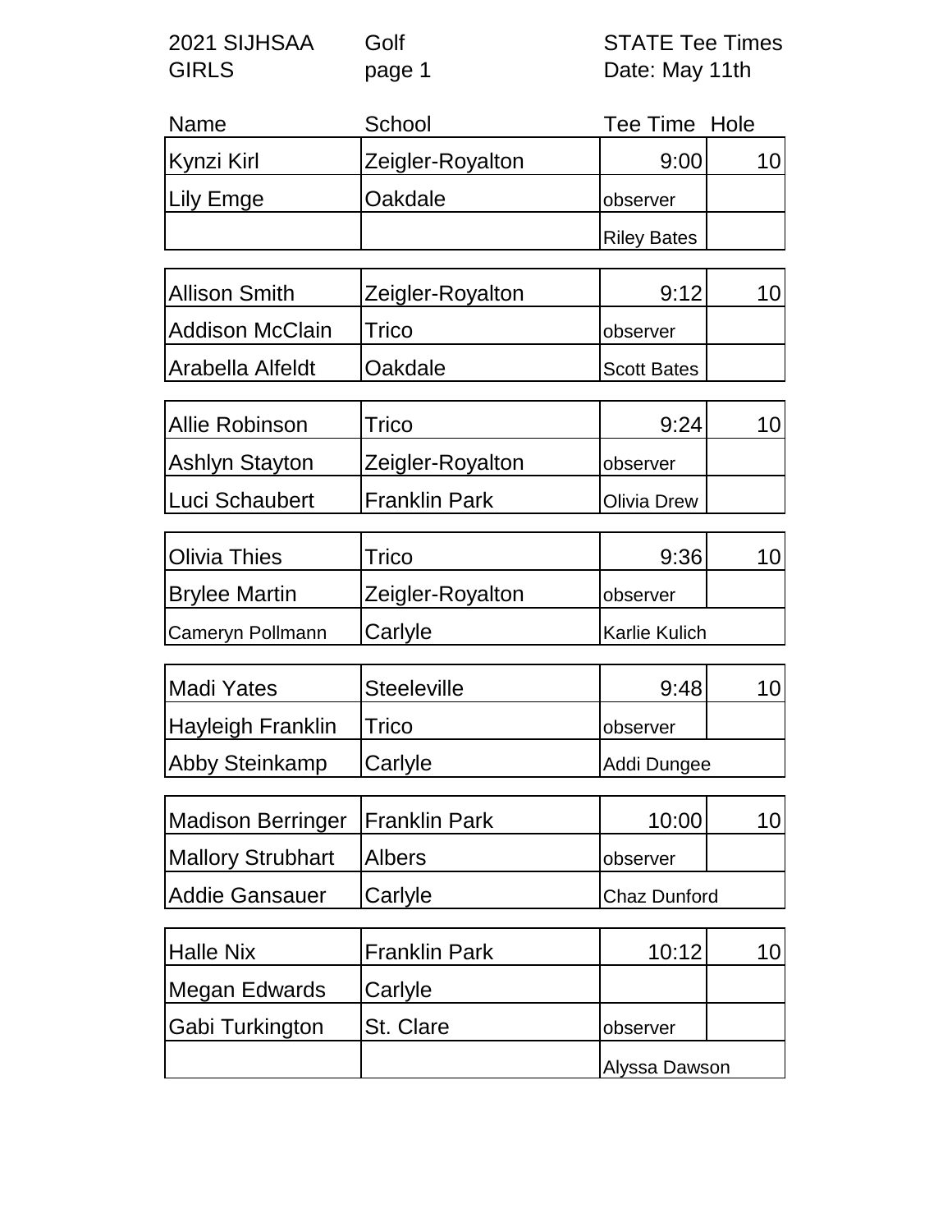2021 SIJHSAA GIRLS | Golf page 1 | STATE Tee Times Date: May 11th

| Name | School | Tee Time | Hole |
|---|---|---|---|
| Kynzi Kirl | Zeigler-Royalton | 9:00 | 10 |
| Lily Emge | Oakdale | observer | |
| | | Riley Bates | |
| Allison Smith | Zeigler-Royalton | 9:12 | 10 |
| Addison McClain | Trico | observer | |
| Arabella Alfeldt | Oakdale | Scott Bates | |
| Allie Robinson | Trico | 9:24 | 10 |
| Ashlyn Stayton | Zeigler-Royalton | observer | |
| Luci Schaubert | Franklin Park | Olivia Drew | |
| Olivia Thies | Trico | 9:36 | 10 |
| Brylee Martin | Zeigler-Royalton | observer | |
| Cameryn Pollmann | Carlyle | Karlie Kulich | |
| Madi Yates | Steeleville | 9:48 | 10 |
| Hayleigh Franklin | Trico | observer | |
| Abby Steinkamp | Carlyle | Addi Dungee | |
| Madison Berringer | Franklin Park | 10:00 | 10 |
| Mallory Strubhart | Albers | observer | |
| Addie Gansauer | Carlyle | Chaz Dunford | |
| Halle Nix | Franklin Park | 10:12 | 10 |
| Megan Edwards | Carlyle | | |
| Gabi Turkington | St. Clare | observer | |
| | | Alyssa Dawson | |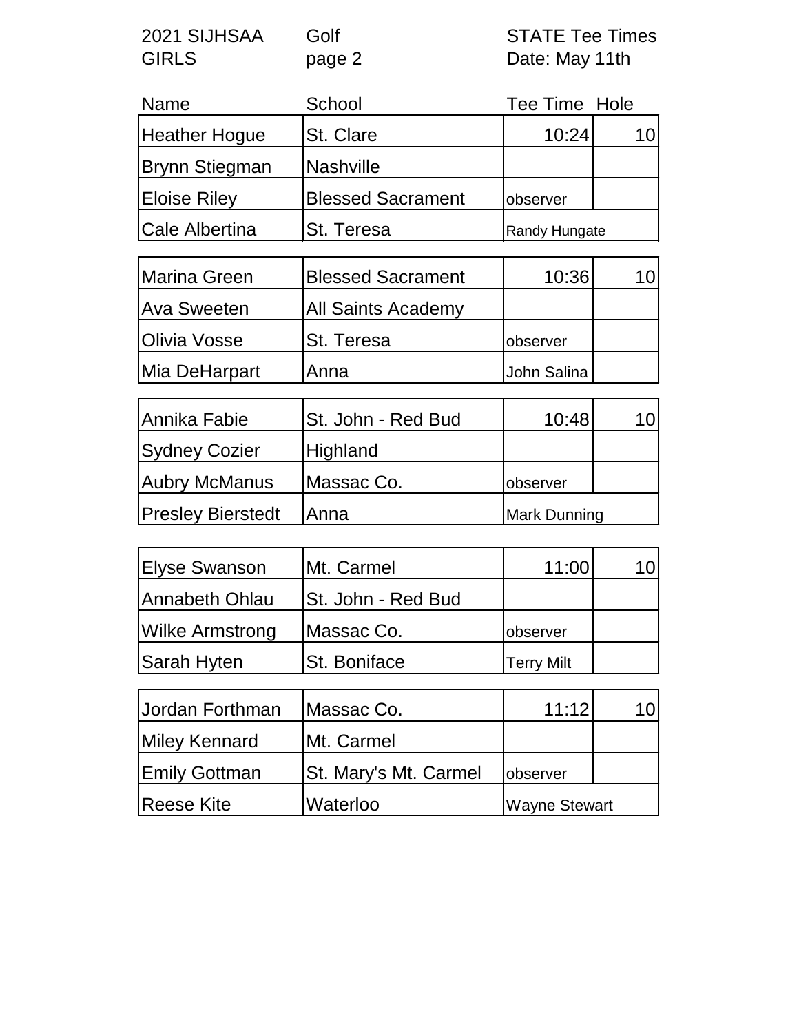2021 SIJHSAA GIRLS — Golf — page 2 — STATE Tee Times — Date: May 11th

| Name | School | Tee Time | Hole |
|---|---|---|---|
| Heather Hogue | St. Clare | 10:24 | 10 |
| Brynn Stiegman | Nashville | | |
| Eloise Riley | Blessed Sacrament | observer | |
| Cale Albertina | St. Teresa | Randy Hungate | |
| Marina Green | Blessed Sacrament | 10:36 | 10 |
| Ava Sweeten | All Saints Academy | | |
| Olivia Vosse | St. Teresa | observer | |
| Mia DeHarpart | Anna | John Salina | |
| Annika Fabie | St. John - Red Bud | 10:48 | 10 |
| Sydney Cozier | Highland | | |
| Aubry McManus | Massac Co. | observer | |
| Presley Bierstedt | Anna | Mark Dunning | |
| Elyse Swanson | Mt. Carmel | 11:00 | 10 |
| Annabeth Ohlau | St. John - Red Bud | | |
| Wilke Armstrong | Massac Co. | observer | |
| Sarah Hyten | St. Boniface | Terry Milt | |
| Jordan Forthman | Massac Co. | 11:12 | 10 |
| Miley Kennard | Mt. Carmel | | |
| Emily Gottman | St. Mary's Mt. Carmel | observer | |
| Reese Kite | Waterloo | Wayne Stewart | |